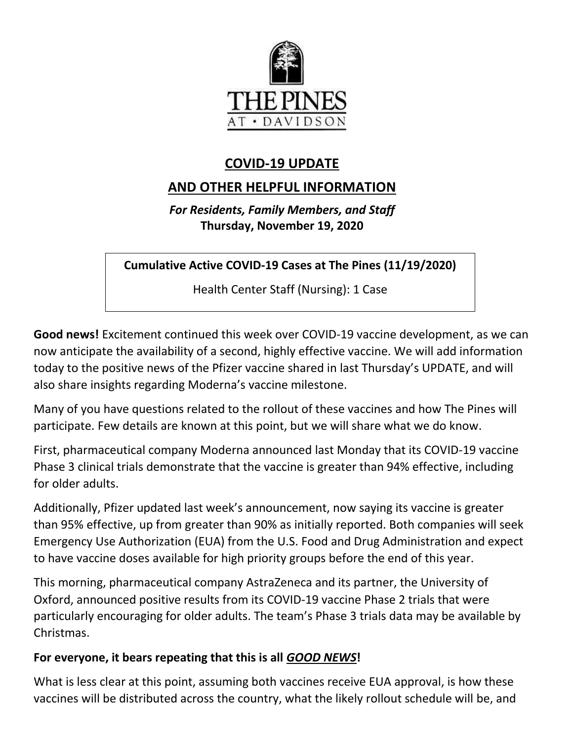THE PINES
AT • DAVIDSON

# COVID-19 UPDATE

# AND OTHER HELPFUL INFORMATION

***For Residents, Family Members, and Staff***
**Thursday, November 19, 2020**

**Cumulative Active COVID-19 Cases at The Pines (11/19/2020)**

Health Center Staff (Nursing): 1 Case

**Good news!** Excitement continued this week over COVID-19 vaccine development, as we can now anticipate the availability of a second, highly effective vaccine. We will add information today to the positive news of the Pfizer vaccine shared in last Thursday's UPDATE, and will also share insights regarding Moderna's vaccine milestone.

Many of you have questions related to the rollout of these vaccines and how The Pines will participate. Few details are known at this point, but we will share what we do know.

First, pharmaceutical company Moderna announced last Monday that its COVID-19 vaccine Phase 3 clinical trials demonstrate that the vaccine is greater than 94% effective, including for older adults.

Additionally, Pfizer updated last week's announcement, now saying its vaccine is greater than 95% effective, up from greater than 90% as initially reported. Both companies will seek Emergency Use Authorization (EUA) from the U.S. Food and Drug Administration and expect to have vaccine doses available for high priority groups before the end of this year.

This morning, pharmaceutical company AstraZeneca and its partner, the University of Oxford, announced positive results from its COVID-19 vaccine Phase 2 trials that were particularly encouraging for older adults. The team's Phase 3 trials data may be available by Christmas.

**For everyone, it bears repeating that this is all *GOOD NEWS*!**

What is less clear at this point, assuming both vaccines receive EUA approval, is how these vaccines will be distributed across the country, what the likely rollout schedule will be, and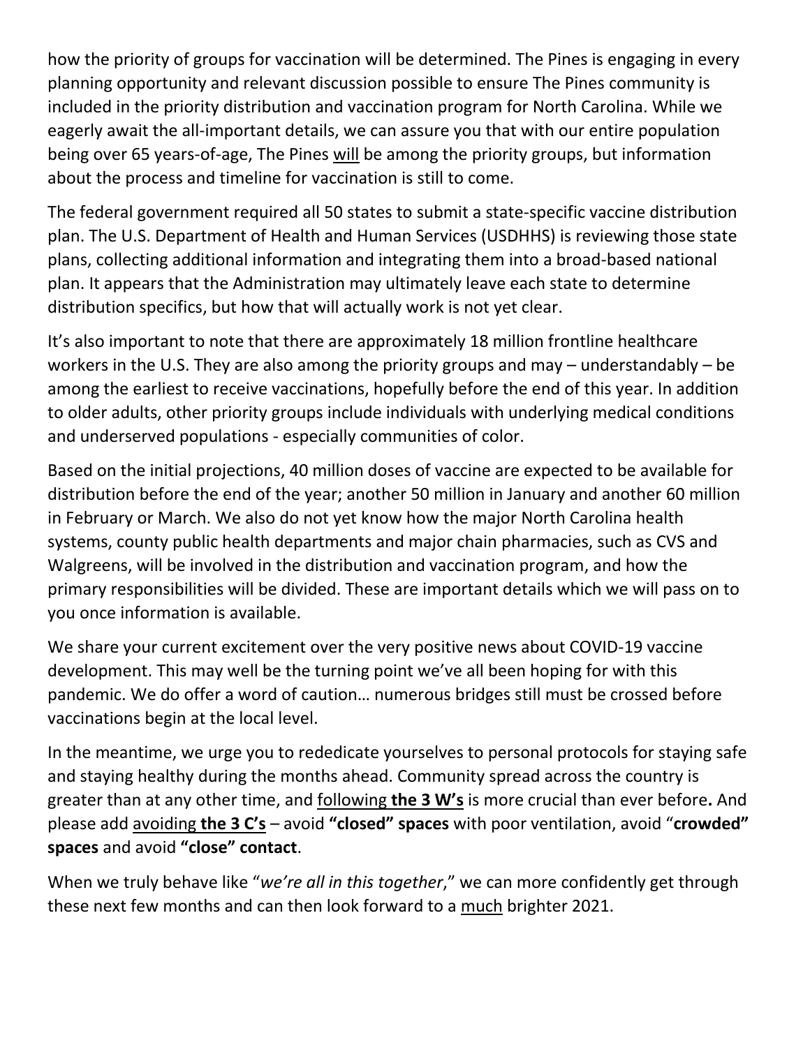how the priority of groups for vaccination will be determined. The Pines is engaging in every planning opportunity and relevant discussion possible to ensure The Pines community is included in the priority distribution and vaccination program for North Carolina. While we eagerly await the all-important details, we can assure you that with our entire population being over 65 years-of-age, The Pines <u>will</u> be among the priority groups, but information about the process and timeline for vaccination is still to come.

The federal government required all 50 states to submit a state-specific vaccine distribution plan. The U.S. Department of Health and Human Services (USDHHS) is reviewing those state plans, collecting additional information and integrating them into a broad-based national plan. It appears that the Administration may ultimately leave each state to determine distribution specifics, but how that will actually work is not yet clear.

It's also important to note that there are approximately 18 million frontline healthcare workers in the U.S. They are also among the priority groups and may – understandably – be among the earliest to receive vaccinations, hopefully before the end of this year. In addition to older adults, other priority groups include individuals with underlying medical conditions and underserved populations - especially communities of color.

Based on the initial projections, 40 million doses of vaccine are expected to be available for distribution before the end of the year; another 50 million in January and another 60 million in February or March. We also do not yet know how the major North Carolina health systems, county public health departments and major chain pharmacies, such as CVS and Walgreens, will be involved in the distribution and vaccination program, and how the primary responsibilities will be divided. These are important details which we will pass on to you once information is available.

We share your current excitement over the very positive news about COVID-19 vaccine development. This may well be the turning point we've all been hoping for with this pandemic. We do offer a word of caution… numerous bridges still must be crossed before vaccinations begin at the local level.

In the meantime, we urge you to rededicate yourselves to personal protocols for staying safe and staying healthy during the months ahead. Community spread across the country is greater than at any other time, and <u>following **the 3 W's**</u> is more crucial than ever before**.** And please add <u>avoiding **the 3 C's**</u> – avoid **"closed" spaces** with poor ventilation, avoid "**crowded" spaces** and avoid **"close" contact**.

When we truly behave like "*we're all in this together*," we can more confidently get through these next few months and can then look forward to a <u>much</u> brighter 2021.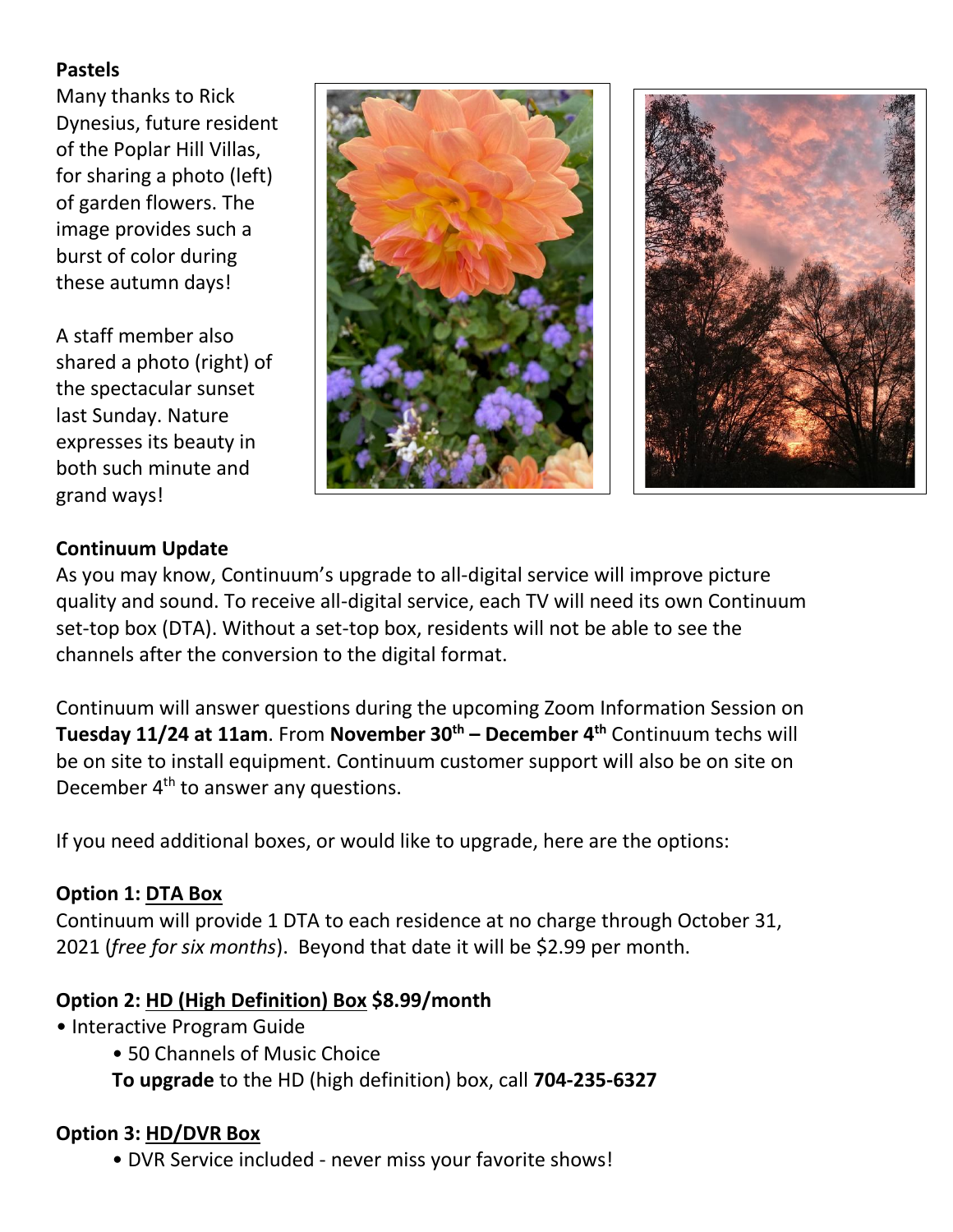**Pastels**

Many thanks to Rick Dynesius, future resident of the Poplar Hill Villas, for sharing a photo (left) of garden flowers. The image provides such a burst of color during these autumn days!

A staff member also shared a photo (right) of the spectacular sunset last Sunday. Nature expresses its beauty in both such minute and grand ways!

**Continuum Update**

As you may know, Continuum's upgrade to all-digital service will improve picture quality and sound. To receive all-digital service, each TV will need its own Continuum set-top box (DTA). Without a set-top box, residents will not be able to see the channels after the conversion to the digital format.

Continuum will answer questions during the upcoming Zoom Information Session on **Tuesday 11/24 at 11am**. From **November 30th – December 4th** Continuum techs will be on site to install equipment. Continuum customer support will also be on site on December 4th to answer any questions.

If you need additional boxes, or would like to upgrade, here are the options:

**Option 1: DTA Box**

Continuum will provide 1 DTA to each residence at no charge through October 31, 2021 (*free for six months*). Beyond that date it will be $2.99 per month.

**Option 2: HD (High Definition) Box $8.99/month**

- Interactive Program Guide
  - 50 Channels of Music Choice

  **To upgrade** to the HD (high definition) box, call **704-235-6327**

**Option 3: HD/DVR Box**

- DVR Service included - never miss your favorite shows!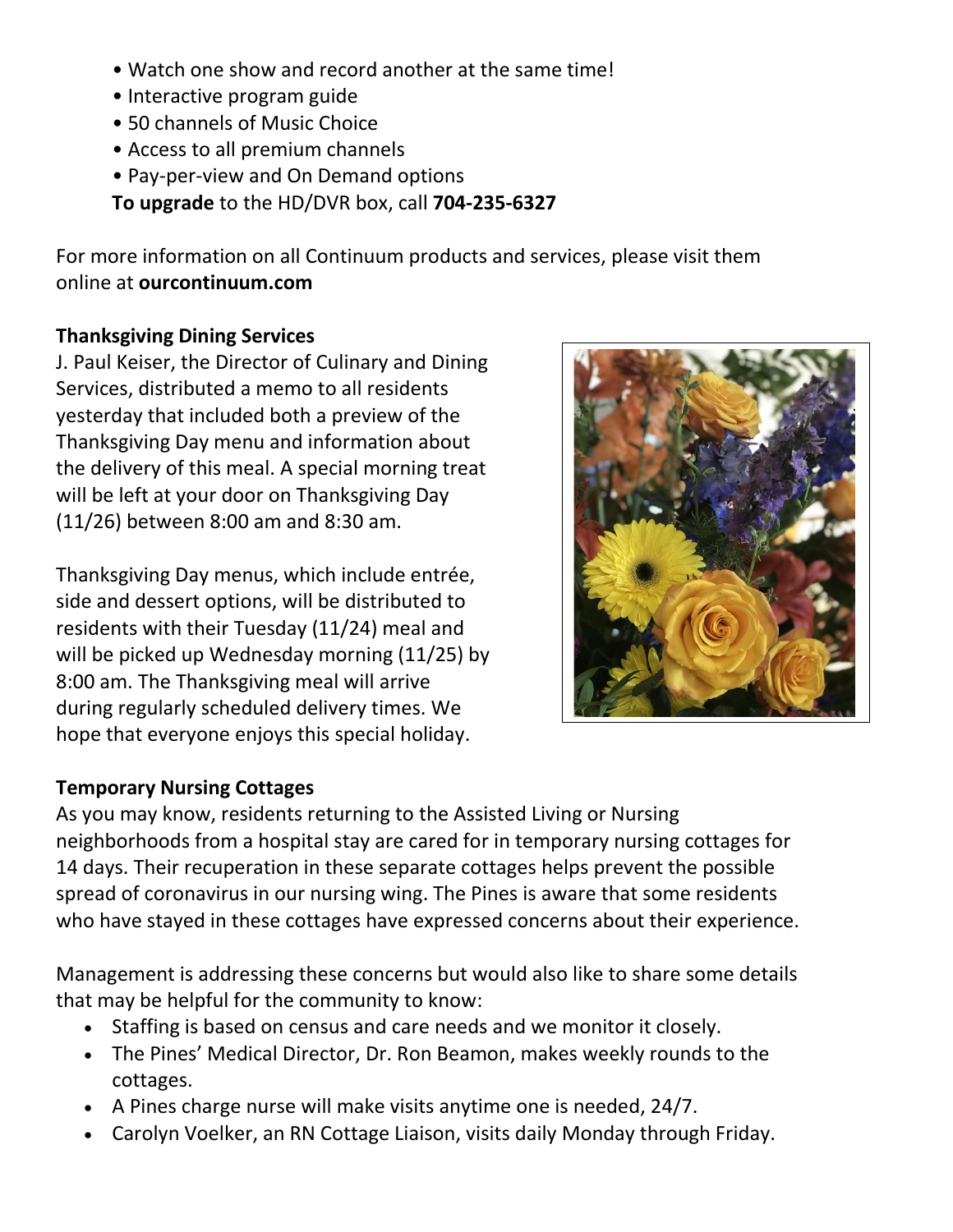- Watch one show and record another at the same time!
- Interactive program guide
- 50 channels of Music Choice
- Access to all premium channels
- Pay-per-view and On Demand options

**To upgrade** to the HD/DVR box, call **704-235-6327**

For more information on all Continuum products and services, please visit them online at **ourcontinuum.com**

**Thanksgiving Dining Services**

J. Paul Keiser, the Director of Culinary and Dining Services, distributed a memo to all residents yesterday that included both a preview of the Thanksgiving Day menu and information about the delivery of this meal. A special morning treat will be left at your door on Thanksgiving Day (11/26) between 8:00 am and 8:30 am.

Thanksgiving Day menus, which include entrée, side and dessert options, will be distributed to residents with their Tuesday (11/24) meal and will be picked up Wednesday morning (11/25) by 8:00 am. The Thanksgiving meal will arrive during regularly scheduled delivery times. We hope that everyone enjoys this special holiday.

**Temporary Nursing Cottages**

As you may know, residents returning to the Assisted Living or Nursing neighborhoods from a hospital stay are cared for in temporary nursing cottages for 14 days. Their recuperation in these separate cottages helps prevent the possible spread of coronavirus in our nursing wing. The Pines is aware that some residents who have stayed in these cottages have expressed concerns about their experience.

Management is addressing these concerns but would also like to share some details that may be helpful for the community to know:

- Staffing is based on census and care needs and we monitor it closely.
- The Pines' Medical Director, Dr. Ron Beamon, makes weekly rounds to the cottages.
- A Pines charge nurse will make visits anytime one is needed, 24/7.
- Carolyn Voelker, an RN Cottage Liaison, visits daily Monday through Friday.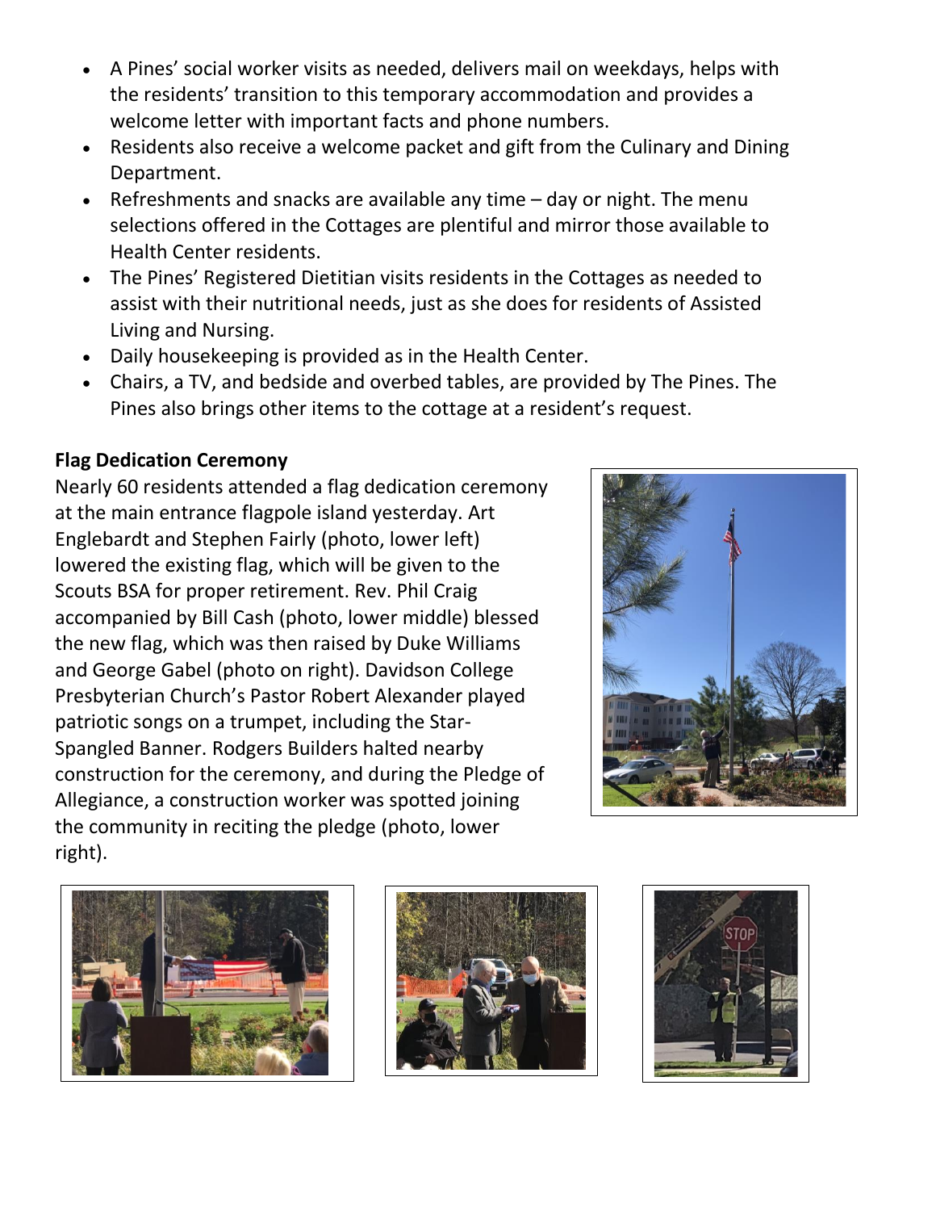- A Pines' social worker visits as needed, delivers mail on weekdays, helps with the residents' transition to this temporary accommodation and provides a welcome letter with important facts and phone numbers.
- Residents also receive a welcome packet and gift from the Culinary and Dining Department.
- Refreshments and snacks are available any time – day or night. The menu selections offered in the Cottages are plentiful and mirror those available to Health Center residents.
- The Pines' Registered Dietitian visits residents in the Cottages as needed to assist with their nutritional needs, just as she does for residents of Assisted Living and Nursing.
- Daily housekeeping is provided as in the Health Center.
- Chairs, a TV, and bedside and overbed tables, are provided by The Pines. The Pines also brings other items to the cottage at a resident's request.

**Flag Dedication Ceremony**

Nearly 60 residents attended a flag dedication ceremony at the main entrance flagpole island yesterday. Art Englebardt and Stephen Fairly (photo, lower left) lowered the existing flag, which will be given to the Scouts BSA for proper retirement. Rev. Phil Craig accompanied by Bill Cash (photo, lower middle) blessed the new flag, which was then raised by Duke Williams and George Gabel (photo on right). Davidson College Presbyterian Church's Pastor Robert Alexander played patriotic songs on a trumpet, including the Star-Spangled Banner. Rodgers Builders halted nearby construction for the ceremony, and during the Pledge of Allegiance, a construction worker was spotted joining the community in reciting the pledge (photo, lower right).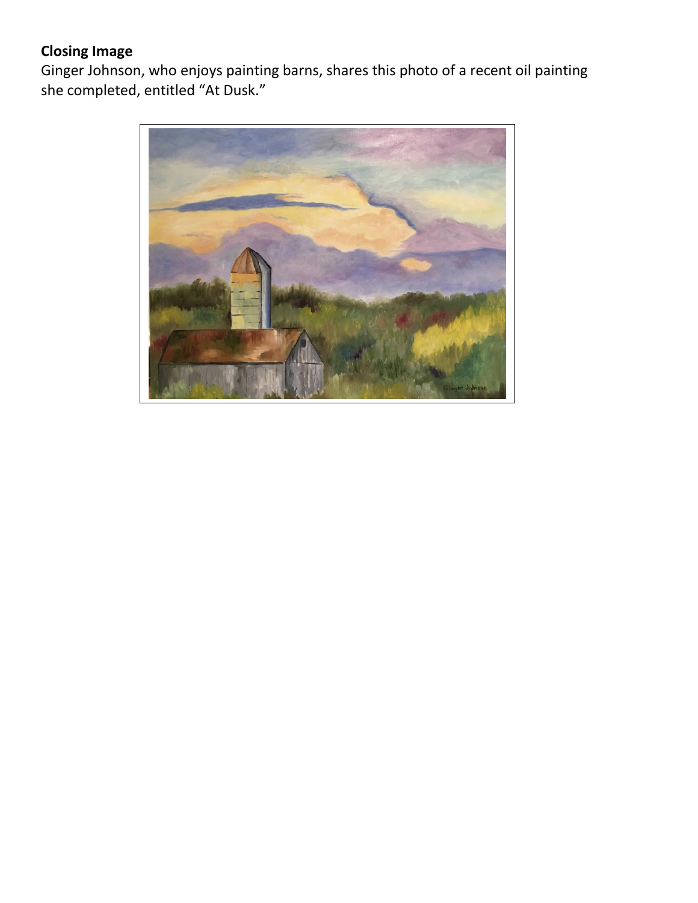**Closing Image**

Ginger Johnson, who enjoys painting barns, shares this photo of a recent oil painting she completed, entitled "At Dusk."